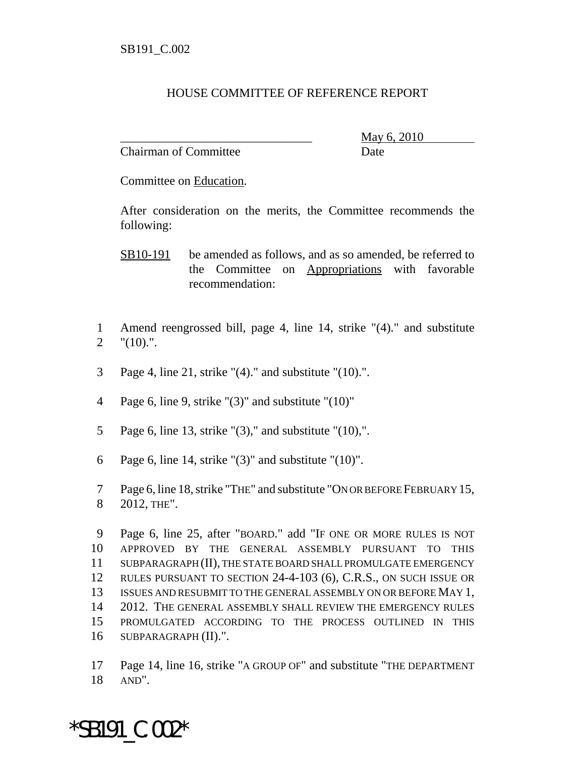SB191_C.002

HOUSE COMMITTEE OF REFERENCE REPORT

\_\_\_\_\_\_\_\_\_\_\_\_\_\_\_\_\_\_\_\_\_\_\_\_\_\_\_\_\_\_\_\_ May 6, 2010
Chairman of Committee Date

Committee on Education.

After consideration on the merits, the Committee recommends the following:

SB10-191 be amended as follows, and as so amended, be referred to the Committee on Appropriations with favorable recommendation:

1 Amend reengrossed bill, page 4, line 14, strike "(4)." and substitute
2 "(10).".

3 Page 4, line 21, strike "(4)." and substitute "(10).".

4 Page 6, line 9, strike "(3)" and substitute "(10)"

5 Page 6, line 13, strike "(3)," and substitute "(10),".

6 Page 6, line 14, strike "(3)" and substitute "(10)".

7 Page 6, line 18, strike "THE" and substitute "ON OR BEFORE FEBRUARY 15,
8 2012, THE".

9 Page 6, line 25, after "BOARD." add "IF ONE OR MORE RULES IS NOT
10 APPROVED BY THE GENERAL ASSEMBLY PURSUANT TO THIS
11 SUBPARAGRAPH (II), THE STATE BOARD SHALL PROMULGATE EMERGENCY
12 RULES PURSUANT TO SECTION 24-4-103 (6), C.R.S., ON SUCH ISSUE OR
13 ISSUES AND RESUBMIT TO THE GENERAL ASSEMBLY ON OR BEFORE MAY 1,
14 2012. THE GENERAL ASSEMBLY SHALL REVIEW THE EMERGENCY RULES
15 PROMULGATED ACCORDING TO THE PROCESS OUTLINED IN THIS
16 SUBPARAGRAPH (II).".

17 Page 14, line 16, strike "A GROUP OF" and substitute "THE DEPARTMENT
18 AND".

*SB191_C.002*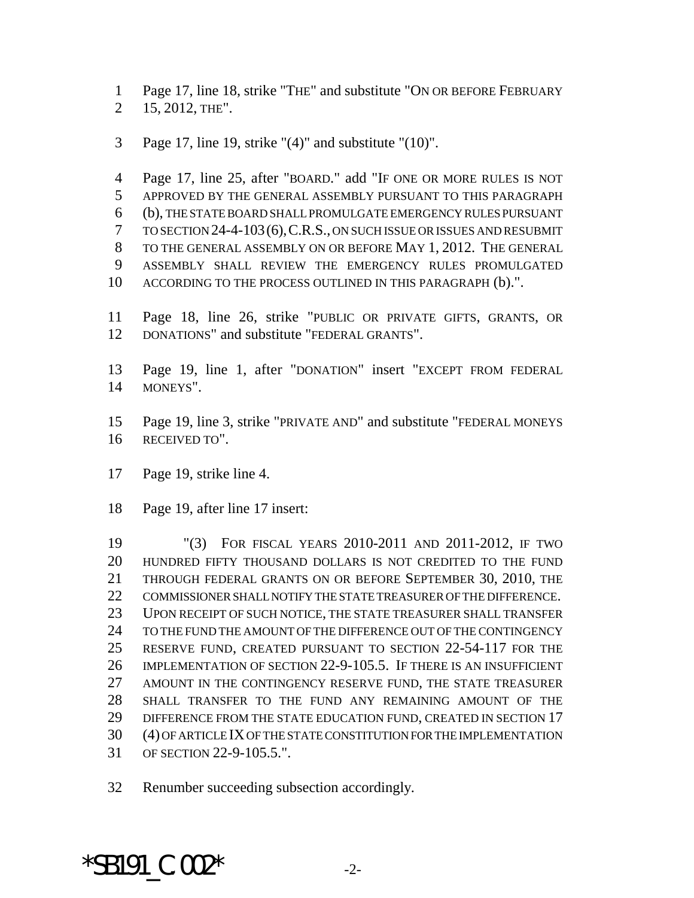Page 17, line 18, strike "THE" and substitute "ON OR BEFORE FEBRUARY 15, 2012, THE".

Page 17, line 19, strike "(4)" and substitute "(10)".

Page 17, line 25, after "BOARD." add "IF ONE OR MORE RULES IS NOT APPROVED BY THE GENERAL ASSEMBLY PURSUANT TO THIS PARAGRAPH (b), THE STATE BOARD SHALL PROMULGATE EMERGENCY RULES PURSUANT TO SECTION 24-4-103 (6), C.R.S., ON SUCH ISSUE OR ISSUES AND RESUBMIT TO THE GENERAL ASSEMBLY ON OR BEFORE MAY 1, 2012. THE GENERAL ASSEMBLY SHALL REVIEW THE EMERGENCY RULES PROMULGATED ACCORDING TO THE PROCESS OUTLINED IN THIS PARAGRAPH (b).".

Page 18, line 26, strike "PUBLIC OR PRIVATE GIFTS, GRANTS, OR DONATIONS" and substitute "FEDERAL GRANTS".

Page 19, line 1, after "DONATION" insert "EXCEPT FROM FEDERAL MONEYS".

Page 19, line 3, strike "PRIVATE AND" and substitute "FEDERAL MONEYS RECEIVED TO".

Page 19, strike line 4.

Page 19, after line 17 insert:

"(3) FOR FISCAL YEARS 2010-2011 AND 2011-2012, IF TWO HUNDRED FIFTY THOUSAND DOLLARS IS NOT CREDITED TO THE FUND THROUGH FEDERAL GRANTS ON OR BEFORE SEPTEMBER 30, 2010, THE COMMISSIONER SHALL NOTIFY THE STATE TREASURER OF THE DIFFERENCE. UPON RECEIPT OF SUCH NOTICE, THE STATE TREASURER SHALL TRANSFER TO THE FUND THE AMOUNT OF THE DIFFERENCE OUT OF THE CONTINGENCY RESERVE FUND, CREATED PURSUANT TO SECTION 22-54-117 FOR THE IMPLEMENTATION OF SECTION 22-9-105.5. IF THERE IS AN INSUFFICIENT AMOUNT IN THE CONTINGENCY RESERVE FUND, THE STATE TREASURER SHALL TRANSFER TO THE FUND ANY REMAINING AMOUNT OF THE DIFFERENCE FROM THE STATE EDUCATION FUND, CREATED IN SECTION 17 (4) OF ARTICLE IX OF THE STATE CONSTITUTION FOR THE IMPLEMENTATION OF SECTION 22-9-105.5.".

Renumber succeeding subsection accordingly.

*SB191_C.002*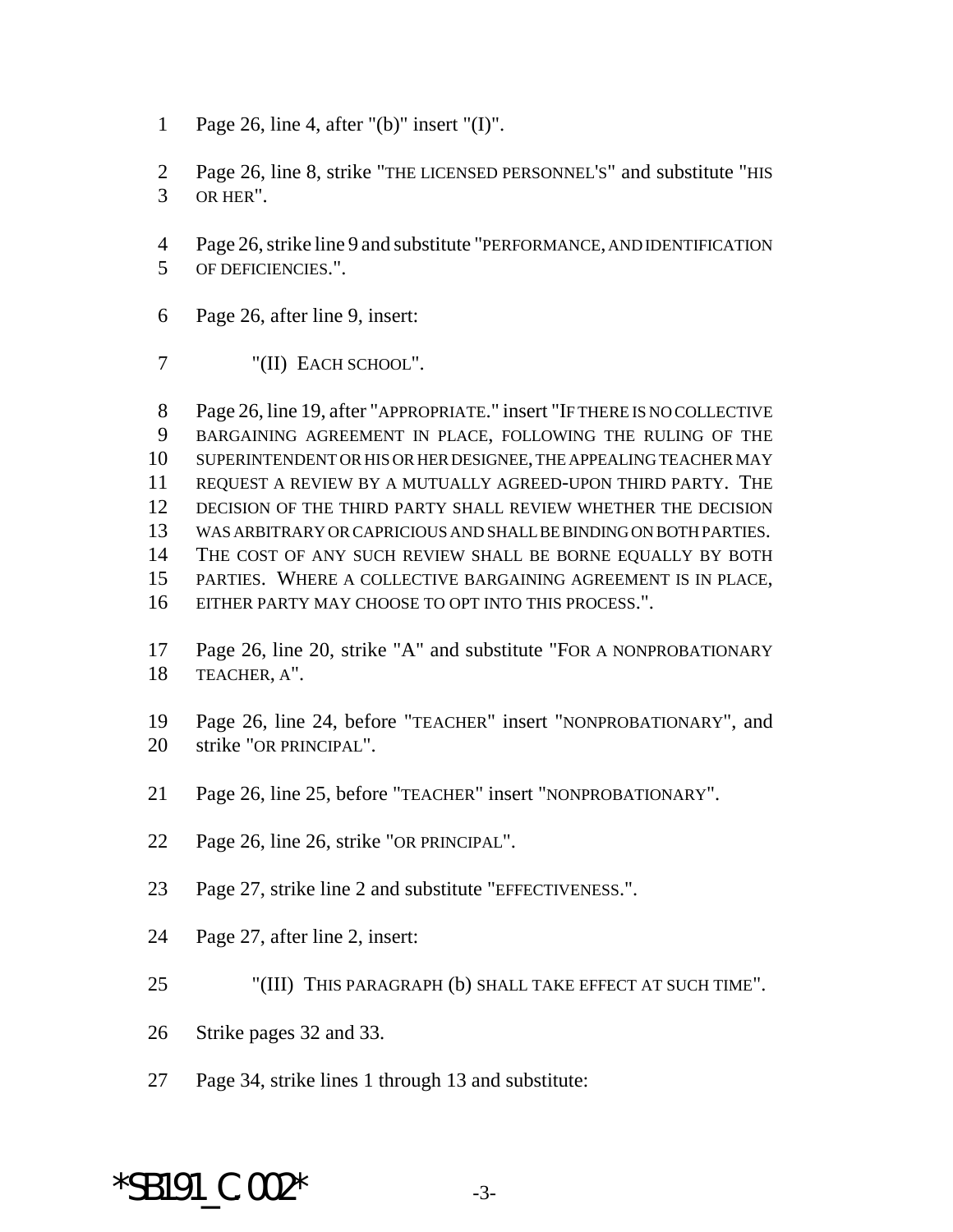Page 26, line 4, after "(b)" insert "(I)".

Page 26, line 8, strike "THE LICENSED PERSONNEL'S" and substitute "HIS OR HER".

Page 26, strike line 9 and substitute "PERFORMANCE, AND IDENTIFICATION OF DEFICIENCIES.".

Page 26, after line 9, insert:

"(II) EACH SCHOOL".

Page 26, line 19, after "APPROPRIATE." insert "IF THERE IS NO COLLECTIVE BARGAINING AGREEMENT IN PLACE, FOLLOWING THE RULING OF THE SUPERINTENDENT OR HIS OR HER DESIGNEE, THE APPEALING TEACHER MAY REQUEST A REVIEW BY A MUTUALLY AGREED-UPON THIRD PARTY. THE DECISION OF THE THIRD PARTY SHALL REVIEW WHETHER THE DECISION WAS ARBITRARY OR CAPRICIOUS AND SHALL BE BINDING ON BOTH PARTIES. THE COST OF ANY SUCH REVIEW SHALL BE BORNE EQUALLY BY BOTH PARTIES. WHERE A COLLECTIVE BARGAINING AGREEMENT IS IN PLACE, EITHER PARTY MAY CHOOSE TO OPT INTO THIS PROCESS.".

Page 26, line 20, strike "A" and substitute "FOR A NONPROBATIONARY TEACHER, A".

Page 26, line 24, before "TEACHER" insert "NONPROBATIONARY", and strike "OR PRINCIPAL".

Page 26, line 25, before "TEACHER" insert "NONPROBATIONARY".

Page 26, line 26, strike "OR PRINCIPAL".

Page 27, strike line 2 and substitute "EFFECTIVENESS.".

Page 27, after line 2, insert:

"(III) THIS PARAGRAPH (b) SHALL TAKE EFFECT AT SUCH TIME".

Strike pages 32 and 33.

Page 34, strike lines 1 through 13 and substitute:

*SB191_C.002*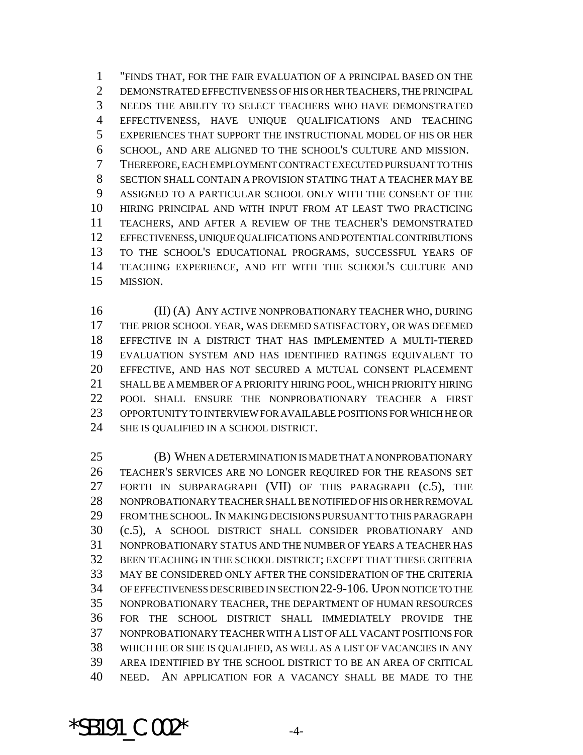"FINDS THAT, FOR THE FAIR EVALUATION OF A PRINCIPAL BASED ON THE DEMONSTRATED EFFECTIVENESS OF HIS OR HER TEACHERS, THE PRINCIPAL NEEDS THE ABILITY TO SELECT TEACHERS WHO HAVE DEMONSTRATED EFFECTIVENESS, HAVE UNIQUE QUALIFICATIONS AND TEACHING EXPERIENCES THAT SUPPORT THE INSTRUCTIONAL MODEL OF HIS OR HER SCHOOL, AND ARE ALIGNED TO THE SCHOOL'S CULTURE AND MISSION. THEREFORE, EACH EMPLOYMENT CONTRACT EXECUTED PURSUANT TO THIS SECTION SHALL CONTAIN A PROVISION STATING THAT A TEACHER MAY BE ASSIGNED TO A PARTICULAR SCHOOL ONLY WITH THE CONSENT OF THE HIRING PRINCIPAL AND WITH INPUT FROM AT LEAST TWO PRACTICING TEACHERS, AND AFTER A REVIEW OF THE TEACHER'S DEMONSTRATED EFFECTIVENESS, UNIQUE QUALIFICATIONS AND POTENTIAL CONTRIBUTIONS TO THE SCHOOL'S EDUCATIONAL PROGRAMS, SUCCESSFUL YEARS OF TEACHING EXPERIENCE, AND FIT WITH THE SCHOOL'S CULTURE AND MISSION.

(II) (A) ANY ACTIVE NONPROBATIONARY TEACHER WHO, DURING THE PRIOR SCHOOL YEAR, WAS DEEMED SATISFACTORY, OR WAS DEEMED EFFECTIVE IN A DISTRICT THAT HAS IMPLEMENTED A MULTI-TIERED EVALUATION SYSTEM AND HAS IDENTIFIED RATINGS EQUIVALENT TO EFFECTIVE, AND HAS NOT SECURED A MUTUAL CONSENT PLACEMENT SHALL BE A MEMBER OF A PRIORITY HIRING POOL, WHICH PRIORITY HIRING POOL SHALL ENSURE THE NONPROBATIONARY TEACHER A FIRST OPPORTUNITY TO INTERVIEW FOR AVAILABLE POSITIONS FOR WHICH HE OR SHE IS QUALIFIED IN A SCHOOL DISTRICT.

(B) WHEN A DETERMINATION IS MADE THAT A NONPROBATIONARY TEACHER'S SERVICES ARE NO LONGER REQUIRED FOR THE REASONS SET FORTH IN SUBPARAGRAPH (VII) OF THIS PARAGRAPH (c.5), THE NONPROBATIONARY TEACHER SHALL BE NOTIFIED OF HIS OR HER REMOVAL FROM THE SCHOOL. IN MAKING DECISIONS PURSUANT TO THIS PARAGRAPH (c.5), A SCHOOL DISTRICT SHALL CONSIDER PROBATIONARY AND NONPROBATIONARY STATUS AND THE NUMBER OF YEARS A TEACHER HAS BEEN TEACHING IN THE SCHOOL DISTRICT; EXCEPT THAT THESE CRITERIA MAY BE CONSIDERED ONLY AFTER THE CONSIDERATION OF THE CRITERIA OF EFFECTIVENESS DESCRIBED IN SECTION 22-9-106. UPON NOTICE TO THE NONPROBATIONARY TEACHER, THE DEPARTMENT OF HUMAN RESOURCES FOR THE SCHOOL DISTRICT SHALL IMMEDIATELY PROVIDE THE NONPROBATIONARY TEACHER WITH A LIST OF ALL VACANT POSITIONS FOR WHICH HE OR SHE IS QUALIFIED, AS WELL AS A LIST OF VACANCIES IN ANY AREA IDENTIFIED BY THE SCHOOL DISTRICT TO BE AN AREA OF CRITICAL NEED. AN APPLICATION FOR A VACANCY SHALL BE MADE TO THE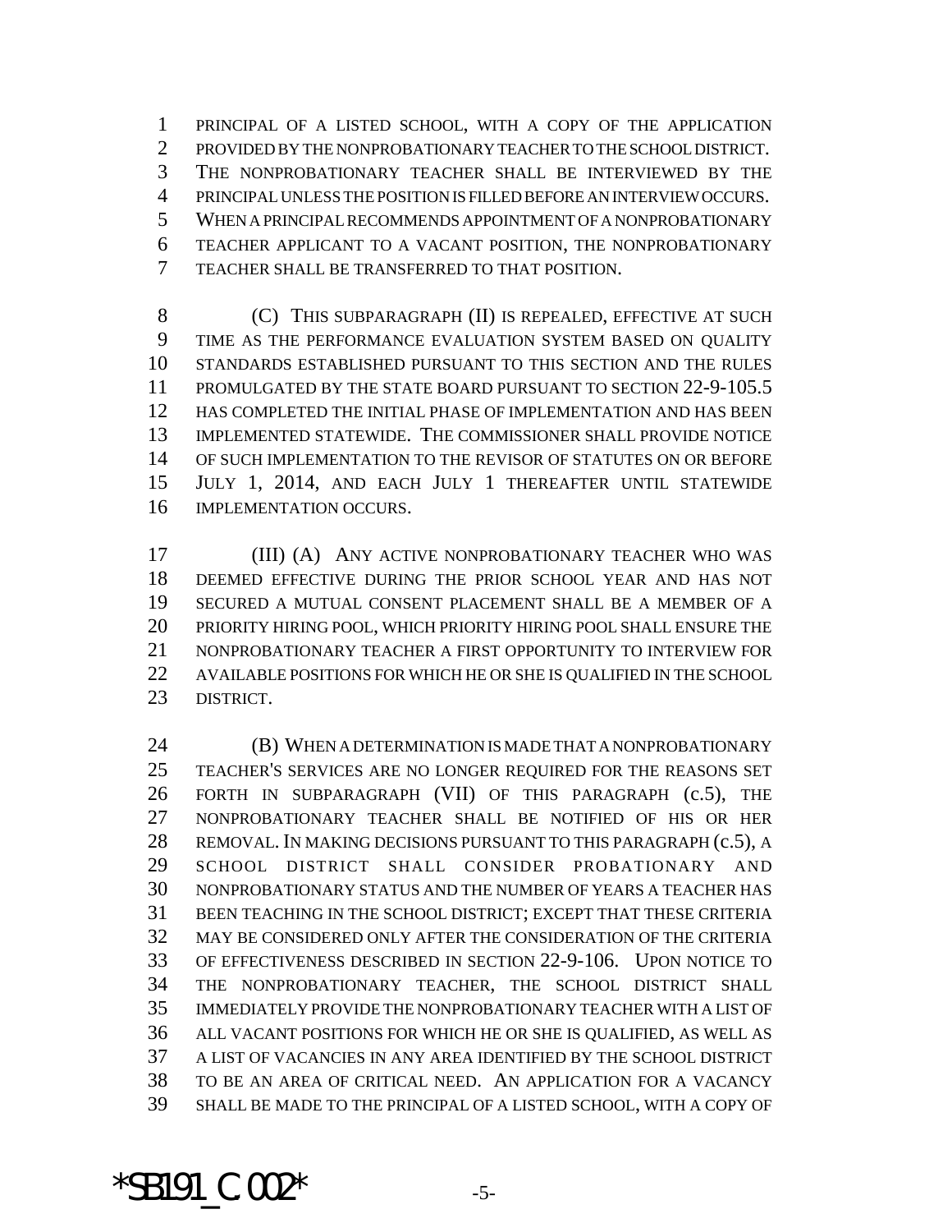PRINCIPAL OF A LISTED SCHOOL, WITH A COPY OF THE APPLICATION PROVIDED BY THE NONPROBATIONARY TEACHER TO THE SCHOOL DISTRICT. THE NONPROBATIONARY TEACHER SHALL BE INTERVIEWED BY THE PRINCIPAL UNLESS THE POSITION IS FILLED BEFORE AN INTERVIEW OCCURS. WHEN A PRINCIPAL RECOMMENDS APPOINTMENT OF A NONPROBATIONARY TEACHER APPLICANT TO A VACANT POSITION, THE NONPROBATIONARY TEACHER SHALL BE TRANSFERRED TO THAT POSITION.

(C) THIS SUBPARAGRAPH (II) IS REPEALED, EFFECTIVE AT SUCH TIME AS THE PERFORMANCE EVALUATION SYSTEM BASED ON QUALITY STANDARDS ESTABLISHED PURSUANT TO THIS SECTION AND THE RULES PROMULGATED BY THE STATE BOARD PURSUANT TO SECTION 22-9-105.5 HAS COMPLETED THE INITIAL PHASE OF IMPLEMENTATION AND HAS BEEN IMPLEMENTED STATEWIDE. THE COMMISSIONER SHALL PROVIDE NOTICE OF SUCH IMPLEMENTATION TO THE REVISOR OF STATUTES ON OR BEFORE JULY 1, 2014, AND EACH JULY 1 THEREAFTER UNTIL STATEWIDE IMPLEMENTATION OCCURS.

(III) (A) ANY ACTIVE NONPROBATIONARY TEACHER WHO WAS DEEMED EFFECTIVE DURING THE PRIOR SCHOOL YEAR AND HAS NOT SECURED A MUTUAL CONSENT PLACEMENT SHALL BE A MEMBER OF A PRIORITY HIRING POOL, WHICH PRIORITY HIRING POOL SHALL ENSURE THE NONPROBATIONARY TEACHER A FIRST OPPORTUNITY TO INTERVIEW FOR AVAILABLE POSITIONS FOR WHICH HE OR SHE IS QUALIFIED IN THE SCHOOL DISTRICT.

(B) WHEN A DETERMINATION IS MADE THAT A NONPROBATIONARY TEACHER'S SERVICES ARE NO LONGER REQUIRED FOR THE REASONS SET FORTH IN SUBPARAGRAPH (VII) OF THIS PARAGRAPH (c.5), THE NONPROBATIONARY TEACHER SHALL BE NOTIFIED OF HIS OR HER REMOVAL. IN MAKING DECISIONS PURSUANT TO THIS PARAGRAPH (c.5), A SCHOOL DISTRICT SHALL CONSIDER PROBATIONARY AND NONPROBATIONARY STATUS AND THE NUMBER OF YEARS A TEACHER HAS BEEN TEACHING IN THE SCHOOL DISTRICT; EXCEPT THAT THESE CRITERIA MAY BE CONSIDERED ONLY AFTER THE CONSIDERATION OF THE CRITERIA OF EFFECTIVENESS DESCRIBED IN SECTION 22-9-106. UPON NOTICE TO THE NONPROBATIONARY TEACHER, THE SCHOOL DISTRICT SHALL IMMEDIATELY PROVIDE THE NONPROBATIONARY TEACHER WITH A LIST OF ALL VACANT POSITIONS FOR WHICH HE OR SHE IS QUALIFIED, AS WELL AS A LIST OF VACANCIES IN ANY AREA IDENTIFIED BY THE SCHOOL DISTRICT TO BE AN AREA OF CRITICAL NEED. AN APPLICATION FOR A VACANCY SHALL BE MADE TO THE PRINCIPAL OF A LISTED SCHOOL, WITH A COPY OF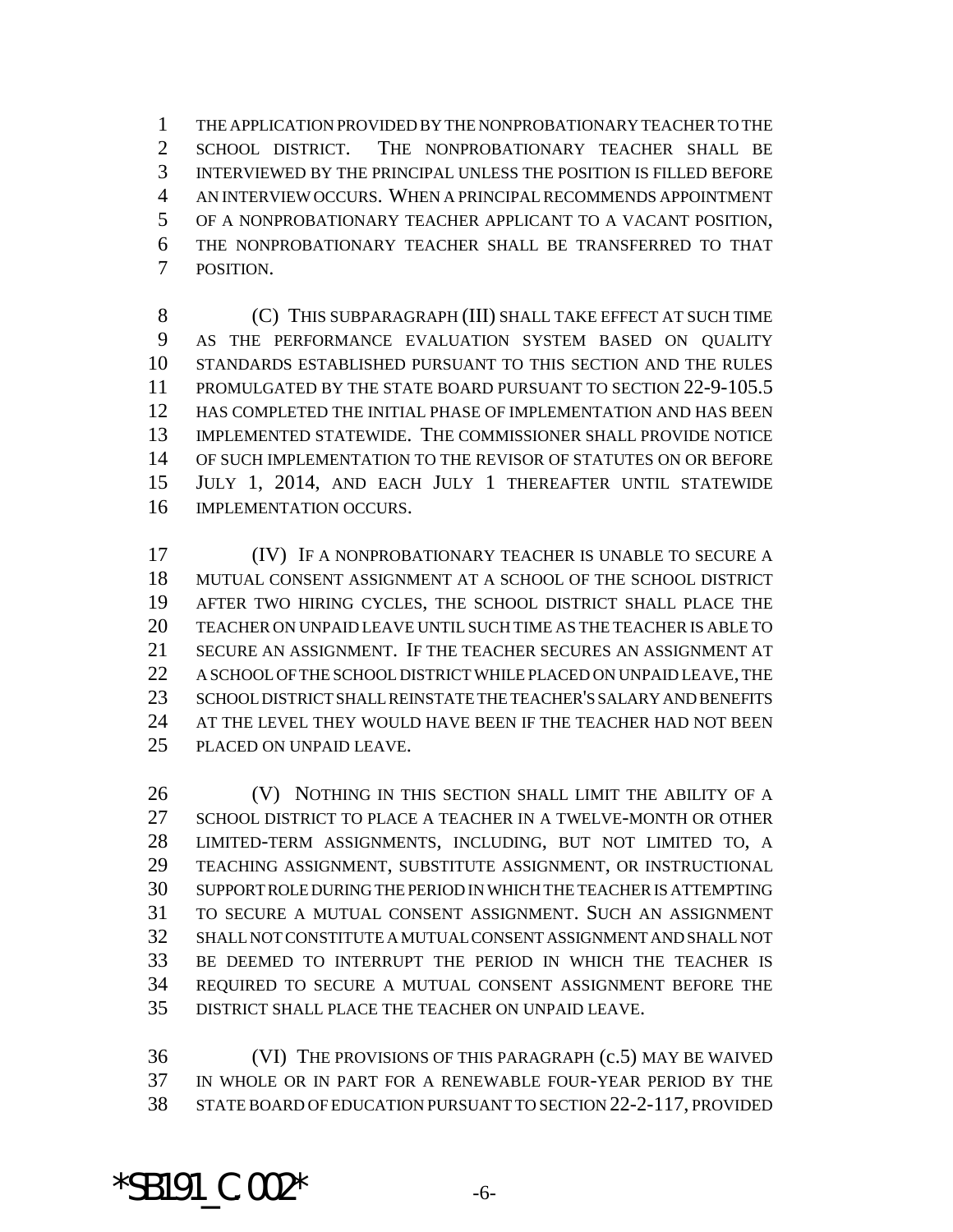THE APPLICATION PROVIDED BY THE NONPROBATIONARY TEACHER TO THE SCHOOL DISTRICT. THE NONPROBATIONARY TEACHER SHALL BE INTERVIEWED BY THE PRINCIPAL UNLESS THE POSITION IS FILLED BEFORE AN INTERVIEW OCCURS. WHEN A PRINCIPAL RECOMMENDS APPOINTMENT OF A NONPROBATIONARY TEACHER APPLICANT TO A VACANT POSITION, THE NONPROBATIONARY TEACHER SHALL BE TRANSFERRED TO THAT POSITION.

(C) THIS SUBPARAGRAPH (III) SHALL TAKE EFFECT AT SUCH TIME AS THE PERFORMANCE EVALUATION SYSTEM BASED ON QUALITY STANDARDS ESTABLISHED PURSUANT TO THIS SECTION AND THE RULES PROMULGATED BY THE STATE BOARD PURSUANT TO SECTION 22-9-105.5 HAS COMPLETED THE INITIAL PHASE OF IMPLEMENTATION AND HAS BEEN IMPLEMENTED STATEWIDE. THE COMMISSIONER SHALL PROVIDE NOTICE OF SUCH IMPLEMENTATION TO THE REVISOR OF STATUTES ON OR BEFORE JULY 1, 2014, AND EACH JULY 1 THEREAFTER UNTIL STATEWIDE IMPLEMENTATION OCCURS.

(IV) IF A NONPROBATIONARY TEACHER IS UNABLE TO SECURE A MUTUAL CONSENT ASSIGNMENT AT A SCHOOL OF THE SCHOOL DISTRICT AFTER TWO HIRING CYCLES, THE SCHOOL DISTRICT SHALL PLACE THE TEACHER ON UNPAID LEAVE UNTIL SUCH TIME AS THE TEACHER IS ABLE TO SECURE AN ASSIGNMENT. IF THE TEACHER SECURES AN ASSIGNMENT AT A SCHOOL OF THE SCHOOL DISTRICT WHILE PLACED ON UNPAID LEAVE, THE SCHOOL DISTRICT SHALL REINSTATE THE TEACHER'S SALARY AND BENEFITS AT THE LEVEL THEY WOULD HAVE BEEN IF THE TEACHER HAD NOT BEEN PLACED ON UNPAID LEAVE.

(V) NOTHING IN THIS SECTION SHALL LIMIT THE ABILITY OF A SCHOOL DISTRICT TO PLACE A TEACHER IN A TWELVE-MONTH OR OTHER LIMITED-TERM ASSIGNMENTS, INCLUDING, BUT NOT LIMITED TO, A TEACHING ASSIGNMENT, SUBSTITUTE ASSIGNMENT, OR INSTRUCTIONAL SUPPORT ROLE DURING THE PERIOD IN WHICH THE TEACHER IS ATTEMPTING TO SECURE A MUTUAL CONSENT ASSIGNMENT. SUCH AN ASSIGNMENT SHALL NOT CONSTITUTE A MUTUAL CONSENT ASSIGNMENT AND SHALL NOT BE DEEMED TO INTERRUPT THE PERIOD IN WHICH THE TEACHER IS REQUIRED TO SECURE A MUTUAL CONSENT ASSIGNMENT BEFORE THE DISTRICT SHALL PLACE THE TEACHER ON UNPAID LEAVE.

(VI) THE PROVISIONS OF THIS PARAGRAPH (c.5) MAY BE WAIVED IN WHOLE OR IN PART FOR A RENEWABLE FOUR-YEAR PERIOD BY THE STATE BOARD OF EDUCATION PURSUANT TO SECTION 22-2-117, PROVIDED

*SB191_C.002*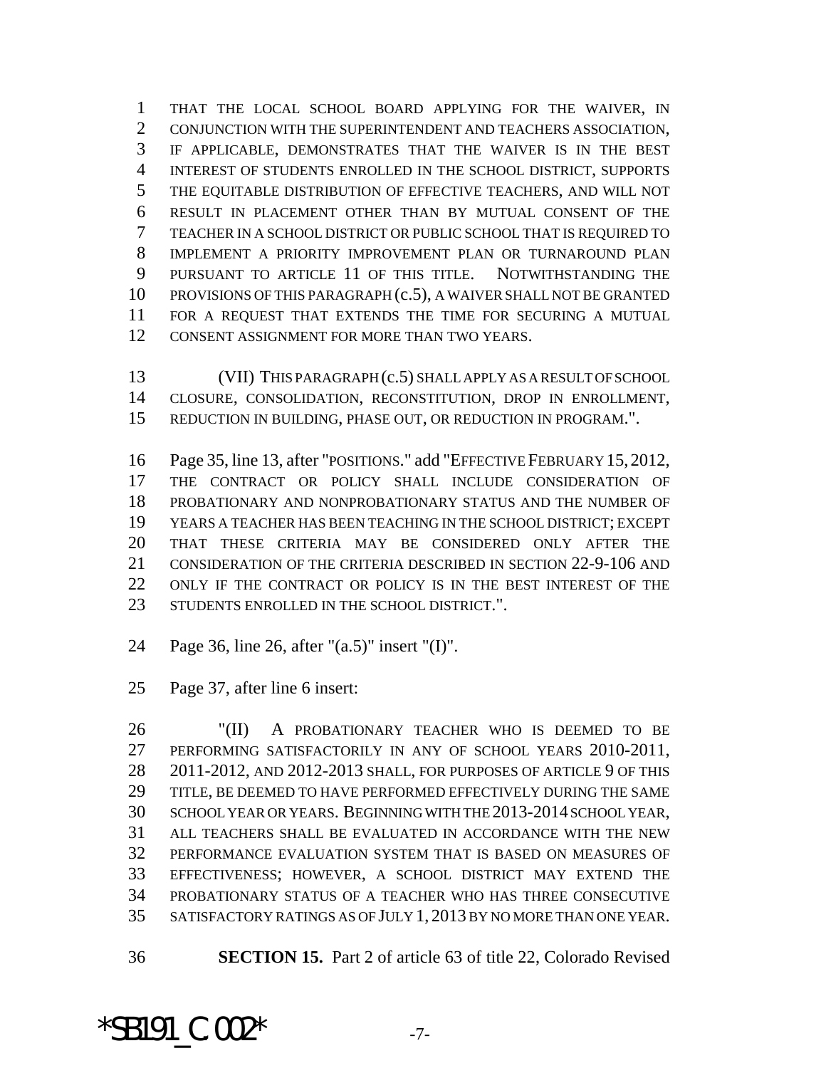THAT THE LOCAL SCHOOL BOARD APPLYING FOR THE WAIVER, IN CONJUNCTION WITH THE SUPERINTENDENT AND TEACHERS ASSOCIATION, IF APPLICABLE, DEMONSTRATES THAT THE WAIVER IS IN THE BEST INTEREST OF STUDENTS ENROLLED IN THE SCHOOL DISTRICT, SUPPORTS THE EQUITABLE DISTRIBUTION OF EFFECTIVE TEACHERS, AND WILL NOT RESULT IN PLACEMENT OTHER THAN BY MUTUAL CONSENT OF THE TEACHER IN A SCHOOL DISTRICT OR PUBLIC SCHOOL THAT IS REQUIRED TO IMPLEMENT A PRIORITY IMPROVEMENT PLAN OR TURNAROUND PLAN PURSUANT TO ARTICLE 11 OF THIS TITLE. NOTWITHSTANDING THE PROVISIONS OF THIS PARAGRAPH (c.5), A WAIVER SHALL NOT BE GRANTED FOR A REQUEST THAT EXTENDS THE TIME FOR SECURING A MUTUAL CONSENT ASSIGNMENT FOR MORE THAN TWO YEARS.

(VII) THIS PARAGRAPH (c.5) SHALL APPLY AS A RESULT OF SCHOOL CLOSURE, CONSOLIDATION, RECONSTITUTION, DROP IN ENROLLMENT, REDUCTION IN BUILDING, PHASE OUT, OR REDUCTION IN PROGRAM.".

Page 35, line 13, after "POSITIONS." add "EFFECTIVE FEBRUARY 15, 2012, THE CONTRACT OR POLICY SHALL INCLUDE CONSIDERATION OF PROBATIONARY AND NONPROBATIONARY STATUS AND THE NUMBER OF YEARS A TEACHER HAS BEEN TEACHING IN THE SCHOOL DISTRICT; EXCEPT THAT THESE CRITERIA MAY BE CONSIDERED ONLY AFTER THE CONSIDERATION OF THE CRITERIA DESCRIBED IN SECTION 22-9-106 AND ONLY IF THE CONTRACT OR POLICY IS IN THE BEST INTEREST OF THE STUDENTS ENROLLED IN THE SCHOOL DISTRICT.".

Page 36, line 26, after "(a.5)" insert "(I)".

Page 37, after line 6 insert:

"(II) A PROBATIONARY TEACHER WHO IS DEEMED TO BE PERFORMING SATISFACTORILY IN ANY OF SCHOOL YEARS 2010-2011, 2011-2012, AND 2012-2013 SHALL, FOR PURPOSES OF ARTICLE 9 OF THIS TITLE, BE DEEMED TO HAVE PERFORMED EFFECTIVELY DURING THE SAME SCHOOL YEAR OR YEARS. BEGINNING WITH THE 2013-2014 SCHOOL YEAR, ALL TEACHERS SHALL BE EVALUATED IN ACCORDANCE WITH THE NEW PERFORMANCE EVALUATION SYSTEM THAT IS BASED ON MEASURES OF EFFECTIVENESS; HOWEVER, A SCHOOL DISTRICT MAY EXTEND THE PROBATIONARY STATUS OF A TEACHER WHO HAS THREE CONSECUTIVE SATISFACTORY RATINGS AS OF JULY 1, 2013 BY NO MORE THAN ONE YEAR.

**SECTION 15.** Part 2 of article 63 of title 22, Colorado Revised

*SB191_C.002*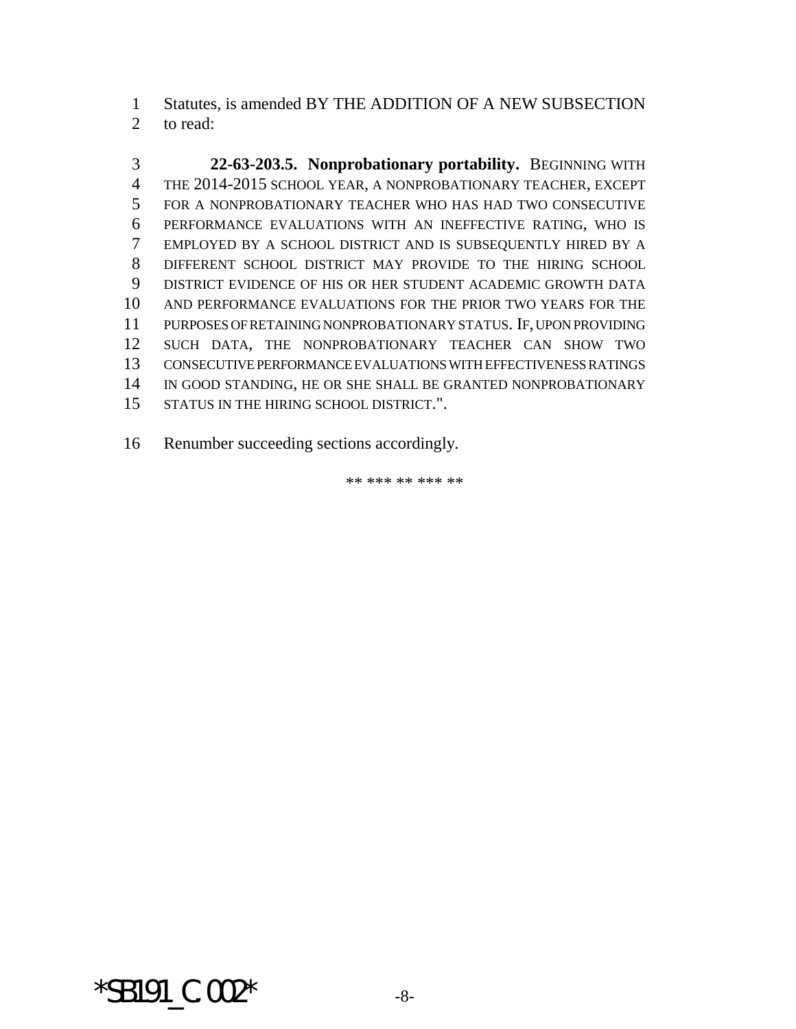Statutes, is amended BY THE ADDITION OF A NEW SUBSECTION to read:

**22-63-203.5. Nonprobationary portability.** BEGINNING WITH THE 2014-2015 SCHOOL YEAR, A NONPROBATIONARY TEACHER, EXCEPT FOR A NONPROBATIONARY TEACHER WHO HAS HAD TWO CONSECUTIVE PERFORMANCE EVALUATIONS WITH AN INEFFECTIVE RATING, WHO IS EMPLOYED BY A SCHOOL DISTRICT AND IS SUBSEQUENTLY HIRED BY A DIFFERENT SCHOOL DISTRICT MAY PROVIDE TO THE HIRING SCHOOL DISTRICT EVIDENCE OF HIS OR HER STUDENT ACADEMIC GROWTH DATA AND PERFORMANCE EVALUATIONS FOR THE PRIOR TWO YEARS FOR THE PURPOSES OF RETAINING NONPROBATIONARY STATUS. IF, UPON PROVIDING SUCH DATA, THE NONPROBATIONARY TEACHER CAN SHOW TWO CONSECUTIVE PERFORMANCE EVALUATIONS WITH EFFECTIVENESS RATINGS IN GOOD STANDING, HE OR SHE SHALL BE GRANTED NONPROBATIONARY STATUS IN THE HIRING SCHOOL DISTRICT.".

Renumber succeeding sections accordingly.

** *** ** *** **

*SB191_C.002*